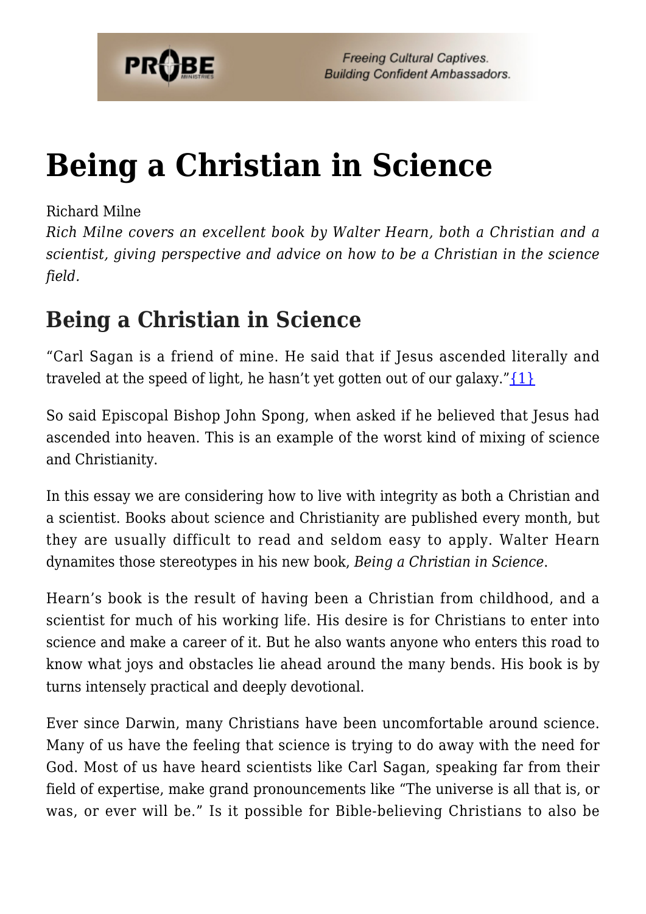# Being a Christian in Science

Richard Milne

*Rich Milne covers an excellent book by Walter Hearn, both a Christian and a scientist, giving perspective and advice on how to be a Christian in the science field.*

## Being a Christian in Science

"Carl Sagan is a friend of mine. He said that if Jesus ascended literally and traveled at the speed of light, he hasn't yet gotten out of our galaxy."{1}

So said Episcopal Bishop John Spong, when asked if he believed that Jesus had ascended into heaven. This is an example of the worst kind of mixing of science and Christianity.

In this essay we are considering how to live with integrity as both a Christian and a scientist. Books about science and Christianity are published every month, but they are usually difficult to read and seldom easy to apply. Walter Hearn dynamites those stereotypes in his new book, *Being a Christian in Science*.

Hearn's book is the result of having been a Christian from childhood, and a scientist for much of his working life. His desire is for Christians to enter into science and make a career of it. But he also wants anyone who enters this road to know what joys and obstacles lie ahead around the many bends. His book is by turns intensely practical and deeply devotional.

Ever since Darwin, many Christians have been uncomfortable around science. Many of us have the feeling that science is trying to do away with the need for God. Most of us have heard scientists like Carl Sagan, speaking far from their field of expertise, make grand pronouncements like "The universe is all that is, or was, or ever will be." Is it possible for Bible-believing Christians to also be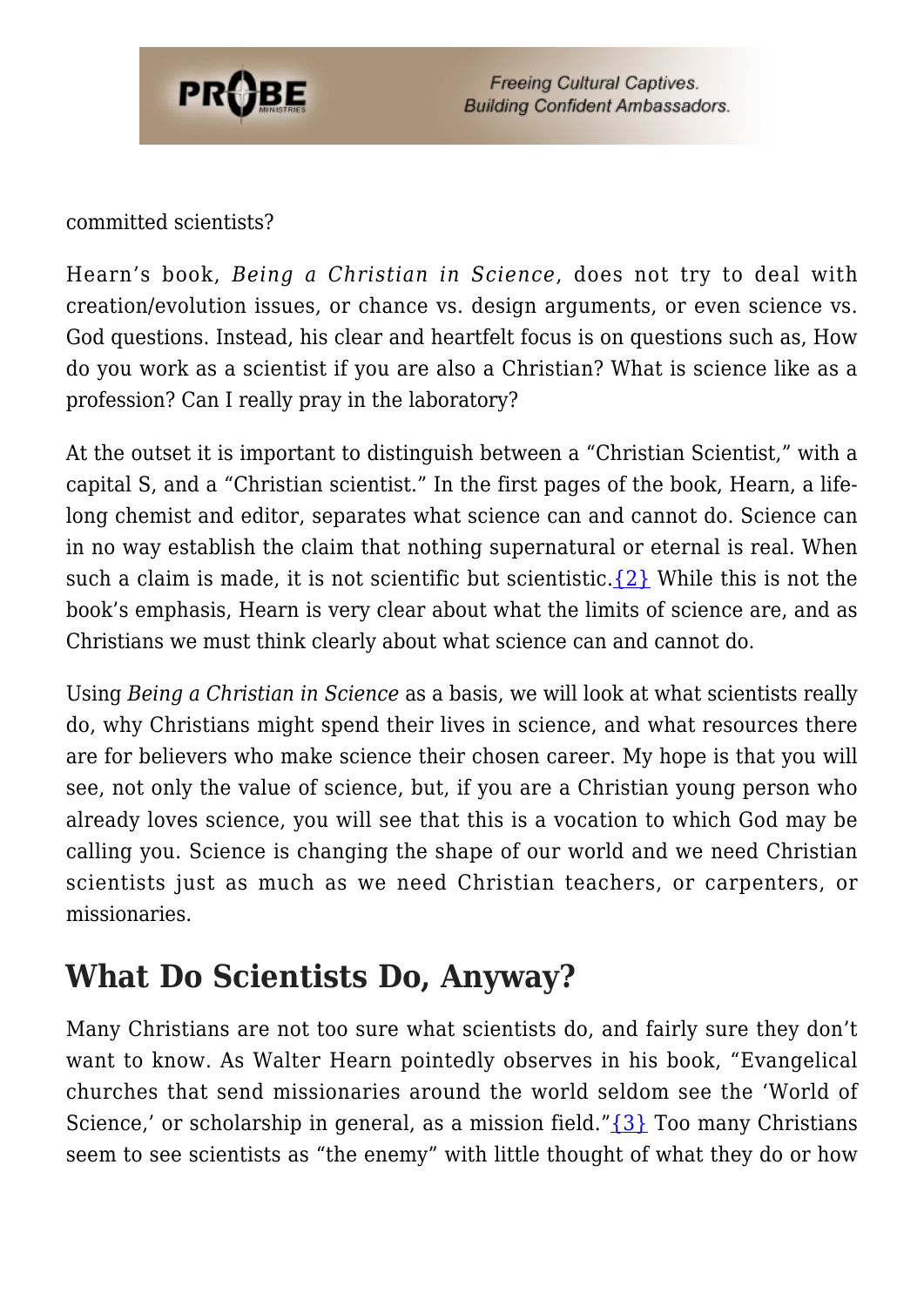committed scientists?

Hearn's book, *Being a Christian in Science*, does not try to deal with creation/evolution issues, or chance vs. design arguments, or even science vs. God questions. Instead, his clear and heartfelt focus is on questions such as, How do you work as a scientist if you are also a Christian? What is science like as a profession? Can I really pray in the laboratory?

At the outset it is important to distinguish between a "Christian Scientist," with a capital S, and a "Christian scientist." In the first pages of the book, Hearn, a life-long chemist and editor, separates what science can and cannot do. Science can in no way establish the claim that nothing supernatural or eternal is real. When such a claim is made, it is not scientific but scientistic.{2} While this is not the book's emphasis, Hearn is very clear about what the limits of science are, and as Christians we must think clearly about what science can and cannot do.

Using *Being a Christian in Science* as a basis, we will look at what scientists really do, why Christians might spend their lives in science, and what resources there are for believers who make science their chosen career. My hope is that you will see, not only the value of science, but, if you are a Christian young person who already loves science, you will see that this is a vocation to which God may be calling you. Science is changing the shape of our world and we need Christian scientists just as much as we need Christian teachers, or carpenters, or missionaries.

## What Do Scientists Do, Anyway?

Many Christians are not too sure what scientists do, and fairly sure they don't want to know. As Walter Hearn pointedly observes in his book, "Evangelical churches that send missionaries around the world seldom see the 'World of Science,' or scholarship in general, as a mission field."{3} Too many Christians seem to see scientists as "the enemy" with little thought of what they do or how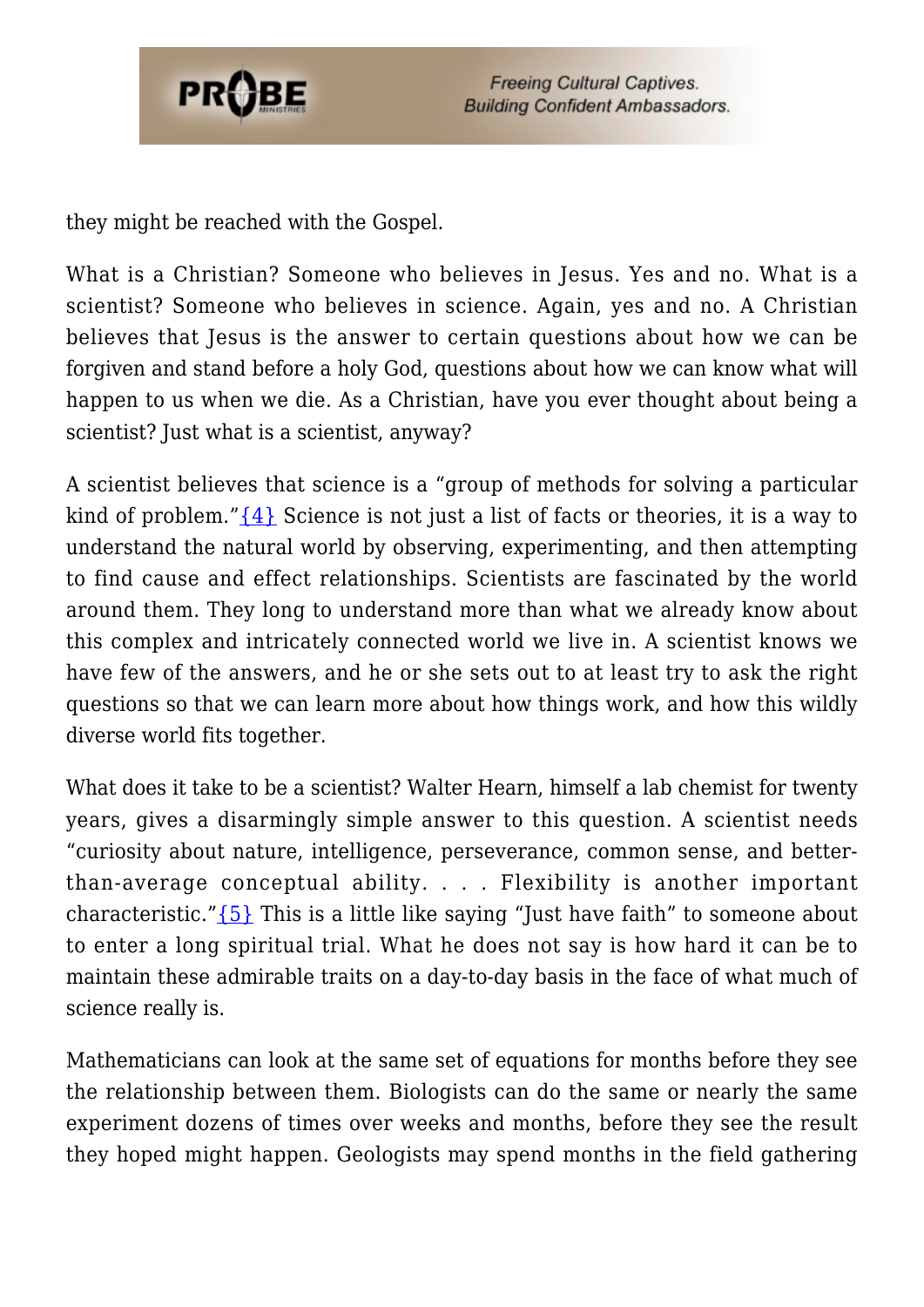they might be reached with the Gospel.

What is a Christian? Someone who believes in Jesus. Yes and no. What is a scientist? Someone who believes in science. Again, yes and no. A Christian believes that Jesus is the answer to certain questions about how we can be forgiven and stand before a holy God, questions about how we can know what will happen to us when we die. As a Christian, have you ever thought about being a scientist? Just what is a scientist, anyway?

A scientist believes that science is a "group of methods for solving a particular kind of problem."{4} Science is not just a list of facts or theories, it is a way to understand the natural world by observing, experimenting, and then attempting to find cause and effect relationships. Scientists are fascinated by the world around them. They long to understand more than what we already know about this complex and intricately connected world we live in. A scientist knows we have few of the answers, and he or she sets out to at least try to ask the right questions so that we can learn more about how things work, and how this wildly diverse world fits together.

What does it take to be a scientist? Walter Hearn, himself a lab chemist for twenty years, gives a disarmingly simple answer to this question. A scientist needs "curiosity about nature, intelligence, perseverance, common sense, and better-than-average conceptual ability. . . . Flexibility is another important characteristic."{5} This is a little like saying "Just have faith" to someone about to enter a long spiritual trial. What he does not say is how hard it can be to maintain these admirable traits on a day-to-day basis in the face of what much of science really is.

Mathematicians can look at the same set of equations for months before they see the relationship between them. Biologists can do the same or nearly the same experiment dozens of times over weeks and months, before they see the result they hoped might happen. Geologists may spend months in the field gathering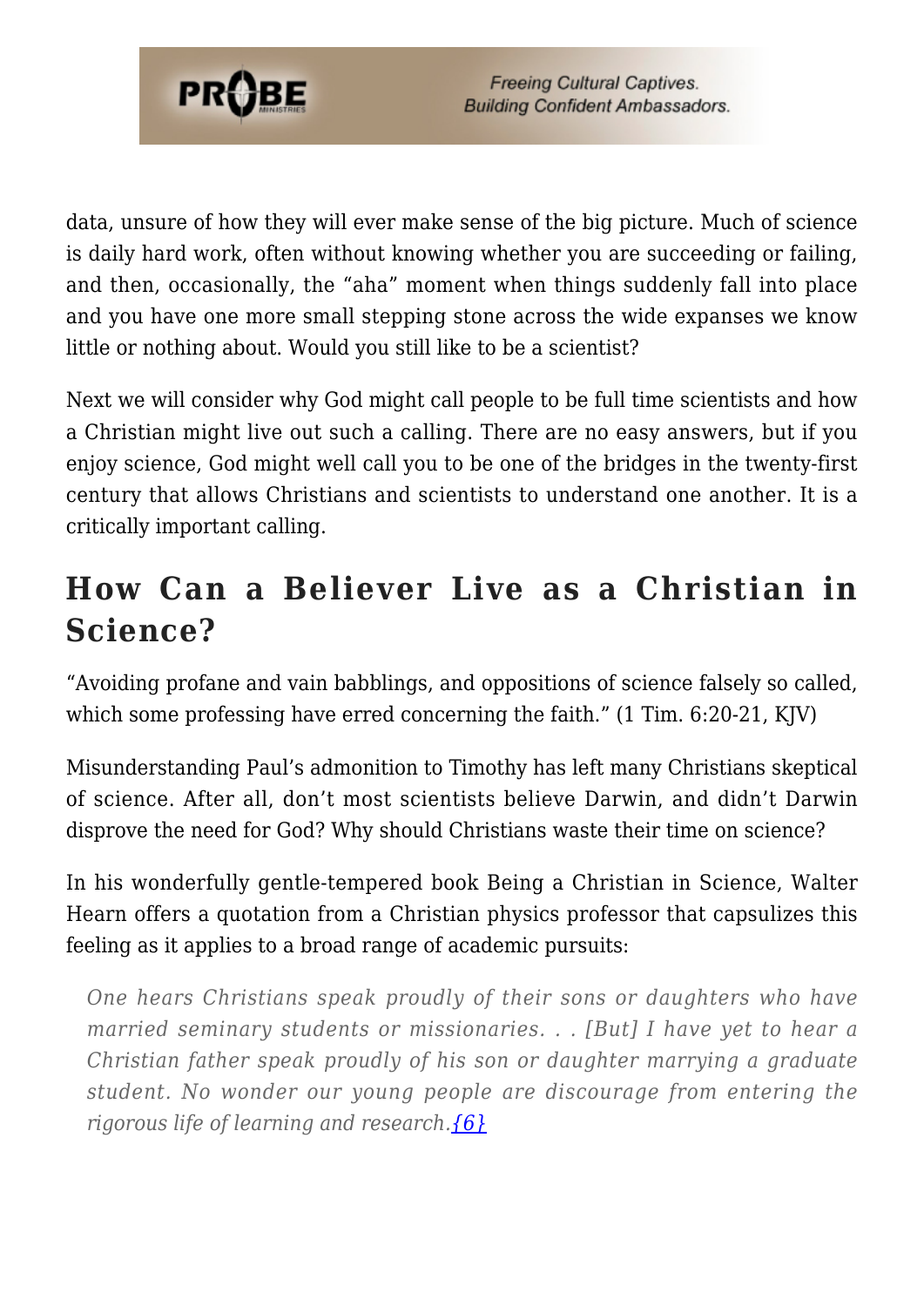data, unsure of how they will ever make sense of the big picture. Much of science is daily hard work, often without knowing whether you are succeeding or failing, and then, occasionally, the "aha" moment when things suddenly fall into place and you have one more small stepping stone across the wide expanses we know little or nothing about. Would you still like to be a scientist?

Next we will consider why God might call people to be full time scientists and how a Christian might live out such a calling. There are no easy answers, but if you enjoy science, God might well call you to be one of the bridges in the twenty-first century that allows Christians and scientists to understand one another. It is a critically important calling.

## How Can a Believer Live as a Christian in Science?

"Avoiding profane and vain babblings, and oppositions of science falsely so called, which some professing have erred concerning the faith." (1 Tim. 6:20-21, KJV)

Misunderstanding Paul's admonition to Timothy has left many Christians skeptical of science. After all, don't most scientists believe Darwin, and didn't Darwin disprove the need for God? Why should Christians waste their time on science?

In his wonderfully gentle-tempered book Being a Christian in Science, Walter Hearn offers a quotation from a Christian physics professor that capsulizes this feeling as it applies to a broad range of academic pursuits:

> *One hears Christians speak proudly of their sons or daughters who have married seminary students or missionaries. . . [But] I have yet to hear a Christian father speak proudly of his son or daughter marrying a graduate student. No wonder our young people are discourage from entering the rigorous life of learning and research.*{6}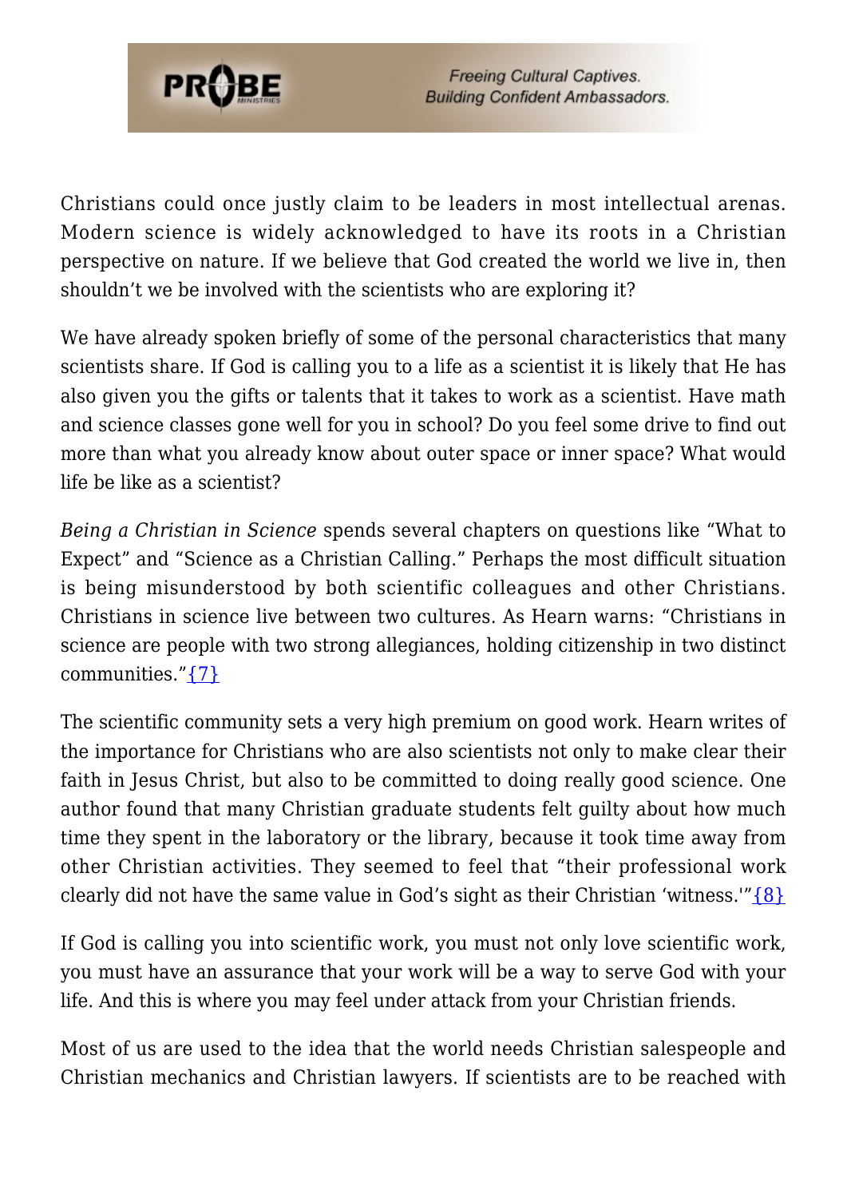Christians could once justly claim to be leaders in most intellectual arenas. Modern science is widely acknowledged to have its roots in a Christian perspective on nature. If we believe that God created the world we live in, then shouldn't we be involved with the scientists who are exploring it?

We have already spoken briefly of some of the personal characteristics that many scientists share. If God is calling you to a life as a scientist it is likely that He has also given you the gifts or talents that it takes to work as a scientist. Have math and science classes gone well for you in school? Do you feel some drive to find out more than what you already know about outer space or inner space? What would life be like as a scientist?

*Being a Christian in Science* spends several chapters on questions like "What to Expect" and "Science as a Christian Calling." Perhaps the most difficult situation is being misunderstood by both scientific colleagues and other Christians. Christians in science live between two cultures. As Hearn warns: "Christians in science are people with two strong allegiances, holding citizenship in two distinct communities."{7}

The scientific community sets a very high premium on good work. Hearn writes of the importance for Christians who are also scientists not only to make clear their faith in Jesus Christ, but also to be committed to doing really good science. One author found that many Christian graduate students felt guilty about how much time they spent in the laboratory or the library, because it took time away from other Christian activities. They seemed to feel that "their professional work clearly did not have the same value in God's sight as their Christian 'witness.'"{8}

If God is calling you into scientific work, you must not only love scientific work, you must have an assurance that your work will be a way to serve God with your life. And this is where you may feel under attack from your Christian friends.

Most of us are used to the idea that the world needs Christian salespeople and Christian mechanics and Christian lawyers. If scientists are to be reached with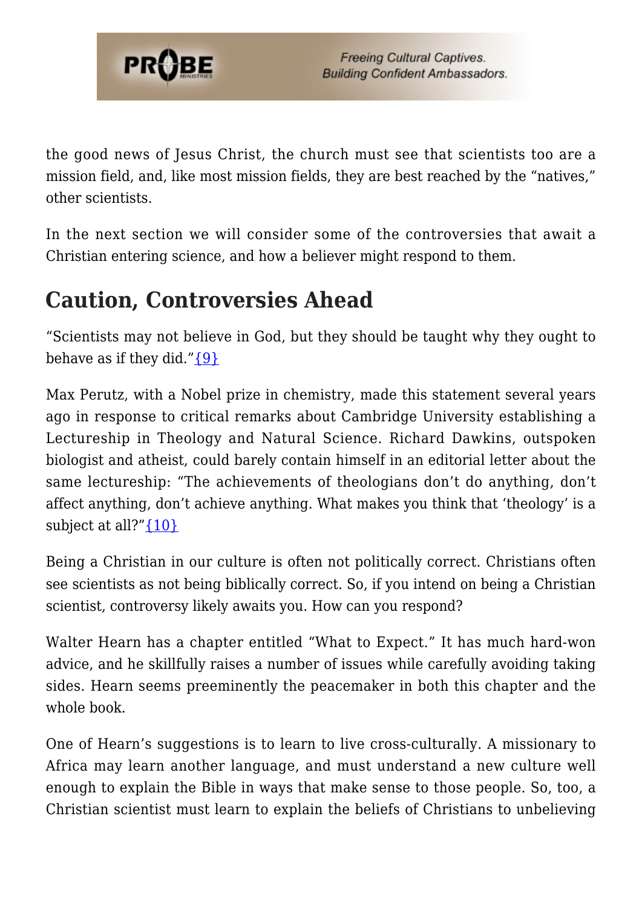the good news of Jesus Christ, the church must see that scientists too are a mission field, and, like most mission fields, they are best reached by the "natives," other scientists.

In the next section we will consider some of the controversies that await a Christian entering science, and how a believer might respond to them.

## Caution, Controversies Ahead

"Scientists may not believe in God, but they should be taught why they ought to behave as if they did."{9}

Max Perutz, with a Nobel prize in chemistry, made this statement several years ago in response to critical remarks about Cambridge University establishing a Lectureship in Theology and Natural Science. Richard Dawkins, outspoken biologist and atheist, could barely contain himself in an editorial letter about the same lectureship: "The achievements of theologians don't do anything, don't affect anything, don't achieve anything. What makes you think that 'theology' is a subject at all?"{10}

Being a Christian in our culture is often not politically correct. Christians often see scientists as not being biblically correct. So, if you intend on being a Christian scientist, controversy likely awaits you. How can you respond?

Walter Hearn has a chapter entitled "What to Expect." It has much hard-won advice, and he skillfully raises a number of issues while carefully avoiding taking sides. Hearn seems preeminently the peacemaker in both this chapter and the whole book.

One of Hearn's suggestions is to learn to live cross-culturally. A missionary to Africa may learn another language, and must understand a new culture well enough to explain the Bible in ways that make sense to those people. So, too, a Christian scientist must learn to explain the beliefs of Christians to unbelieving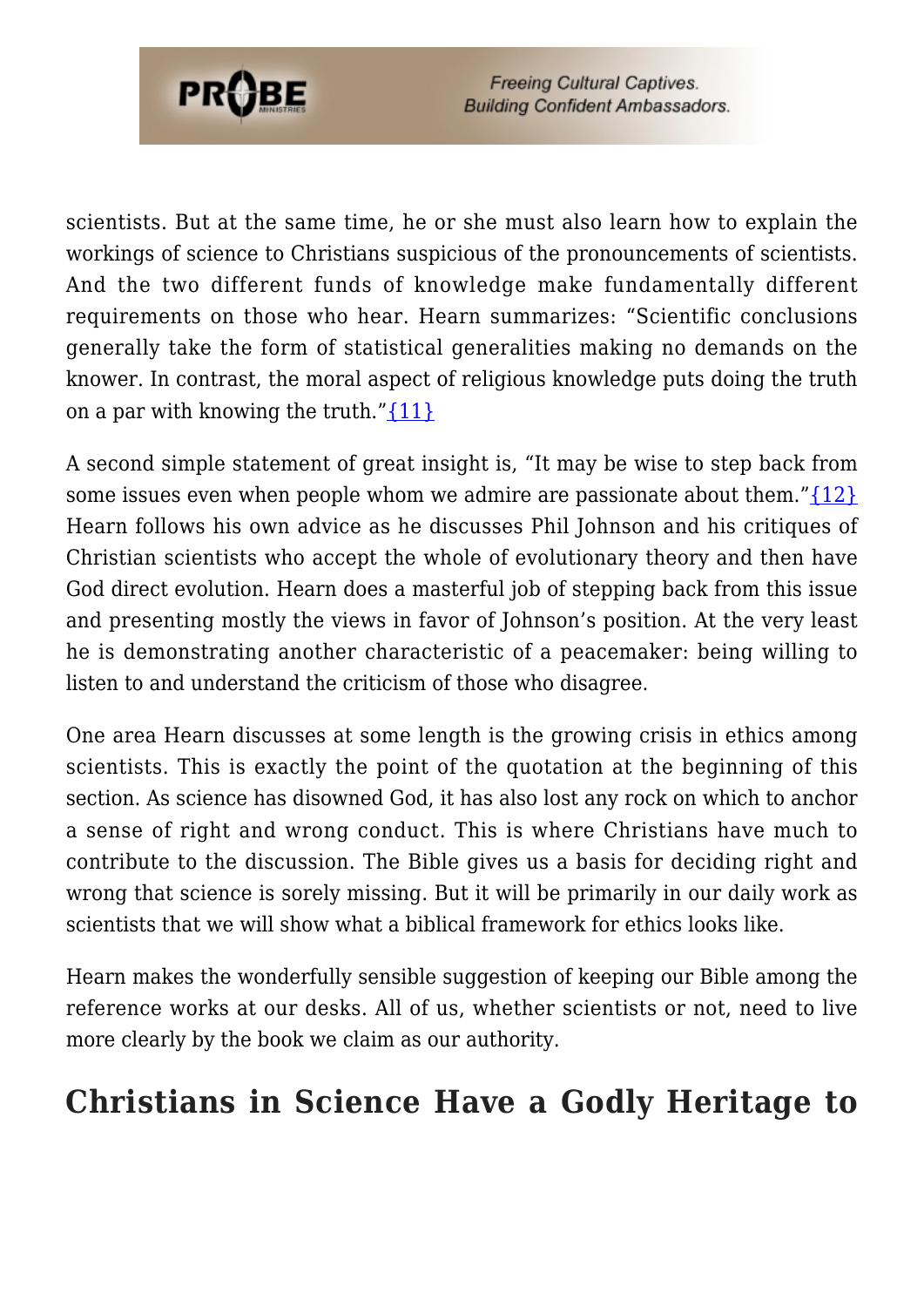scientists. But at the same time, he or she must also learn how to explain the workings of science to Christians suspicious of the pronouncements of scientists. And the two different funds of knowledge make fundamentally different requirements on those who hear. Hearn summarizes: "Scientific conclusions generally take the form of statistical generalities making no demands on the knower. In contrast, the moral aspect of religious knowledge puts doing the truth on a par with knowing the truth."{11}

A second simple statement of great insight is, "It may be wise to step back from some issues even when people whom we admire are passionate about them."{12} Hearn follows his own advice as he discusses Phil Johnson and his critiques of Christian scientists who accept the whole of evolutionary theory and then have God direct evolution. Hearn does a masterful job of stepping back from this issue and presenting mostly the views in favor of Johnson's position. At the very least he is demonstrating another characteristic of a peacemaker: being willing to listen to and understand the criticism of those who disagree.

One area Hearn discusses at some length is the growing crisis in ethics among scientists. This is exactly the point of the quotation at the beginning of this section. As science has disowned God, it has also lost any rock on which to anchor a sense of right and wrong conduct. This is where Christians have much to contribute to the discussion. The Bible gives us a basis for deciding right and wrong that science is sorely missing. But it will be primarily in our daily work as scientists that we will show what a biblical framework for ethics looks like.

Hearn makes the wonderfully sensible suggestion of keeping our Bible among the reference works at our desks. All of us, whether scientists or not, need to live more clearly by the book we claim as our authority.

## Christians in Science Have a Godly Heritage to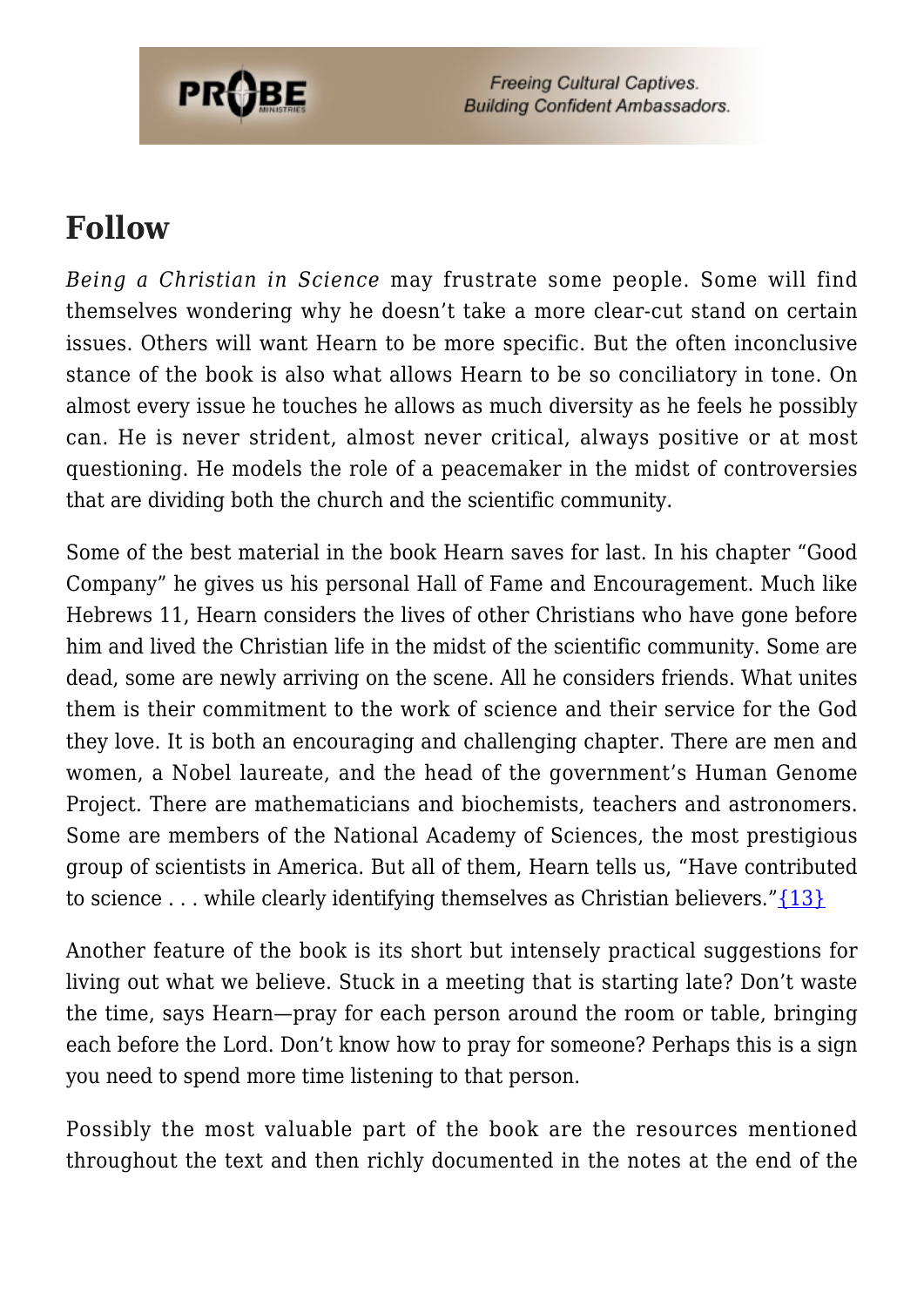## Follow

*Being a Christian in Science* may frustrate some people. Some will find themselves wondering why he doesn't take a more clear-cut stand on certain issues. Others will want Hearn to be more specific. But the often inconclusive stance of the book is also what allows Hearn to be so conciliatory in tone. On almost every issue he touches he allows as much diversity as he feels he possibly can. He is never strident, almost never critical, always positive or at most questioning. He models the role of a peacemaker in the midst of controversies that are dividing both the church and the scientific community.

Some of the best material in the book Hearn saves for last. In his chapter "Good Company" he gives us his personal Hall of Fame and Encouragement. Much like Hebrews 11, Hearn considers the lives of other Christians who have gone before him and lived the Christian life in the midst of the scientific community. Some are dead, some are newly arriving on the scene. All he considers friends. What unites them is their commitment to the work of science and their service for the God they love. It is both an encouraging and challenging chapter. There are men and women, a Nobel laureate, and the head of the government's Human Genome Project. There are mathematicians and biochemists, teachers and astronomers. Some are members of the National Academy of Sciences, the most prestigious group of scientists in America. But all of them, Hearn tells us, "Have contributed to science . . . while clearly identifying themselves as Christian believers."{13}

Another feature of the book is its short but intensely practical suggestions for living out what we believe. Stuck in a meeting that is starting late? Don't waste the time, says Hearn—pray for each person around the room or table, bringing each before the Lord. Don't know how to pray for someone? Perhaps this is a sign you need to spend more time listening to that person.

Possibly the most valuable part of the book are the resources mentioned throughout the text and then richly documented in the notes at the end of the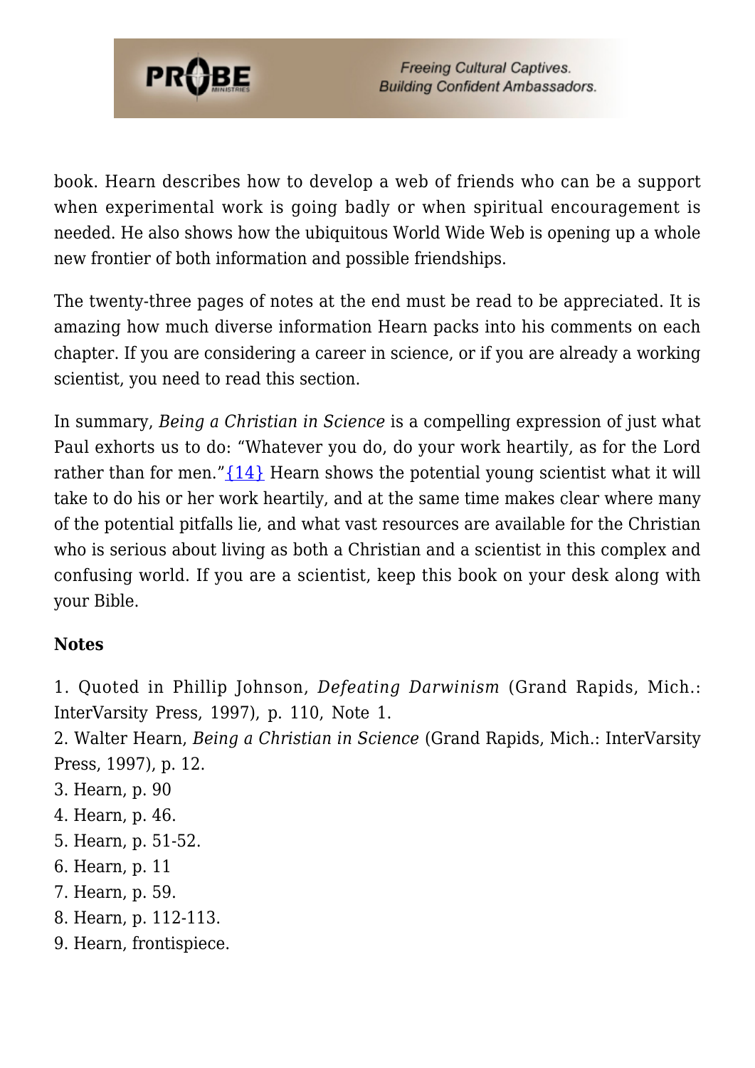book. Hearn describes how to develop a web of friends who can be a support when experimental work is going badly or when spiritual encouragement is needed. He also shows how the ubiquitous World Wide Web is opening up a whole new frontier of both information and possible friendships.

The twenty-three pages of notes at the end must be read to be appreciated. It is amazing how much diverse information Hearn packs into his comments on each chapter. If you are considering a career in science, or if you are already a working scientist, you need to read this section.

In summary, *Being a Christian in Science* is a compelling expression of just what Paul exhorts us to do: "Whatever you do, do your work heartily, as for the Lord rather than for men."{14} Hearn shows the potential young scientist what it will take to do his or her work heartily, and at the same time makes clear where many of the potential pitfalls lie, and what vast resources are available for the Christian who is serious about living as both a Christian and a scientist in this complex and confusing world. If you are a scientist, keep this book on your desk along with your Bible.

**Notes**

1. Quoted in Phillip Johnson, *Defeating Darwinism* (Grand Rapids, Mich.: InterVarsity Press, 1997), p. 110, Note 1.
2. Walter Hearn, *Being a Christian in Science* (Grand Rapids, Mich.: InterVarsity Press, 1997), p. 12.
3. Hearn, p. 90
4. Hearn, p. 46.
5. Hearn, p. 51-52.
6. Hearn, p. 11
7. Hearn, p. 59.
8. Hearn, p. 112-113.
9. Hearn, frontispiece.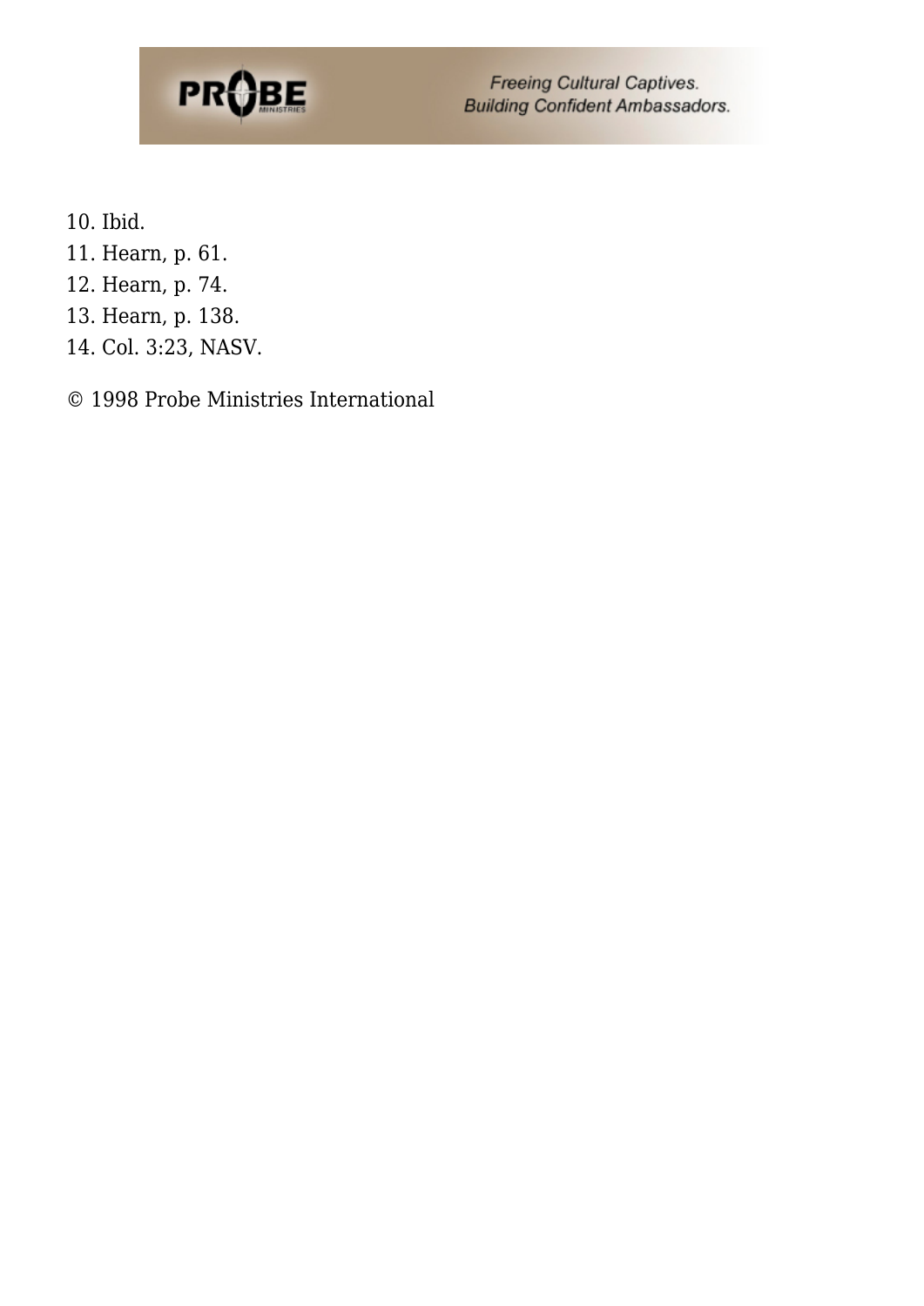10. Ibid.
11. Hearn, p. 61.
12. Hearn, p. 74.
13. Hearn, p. 138.
14. Col. 3:23, NASV.

© 1998 Probe Ministries International